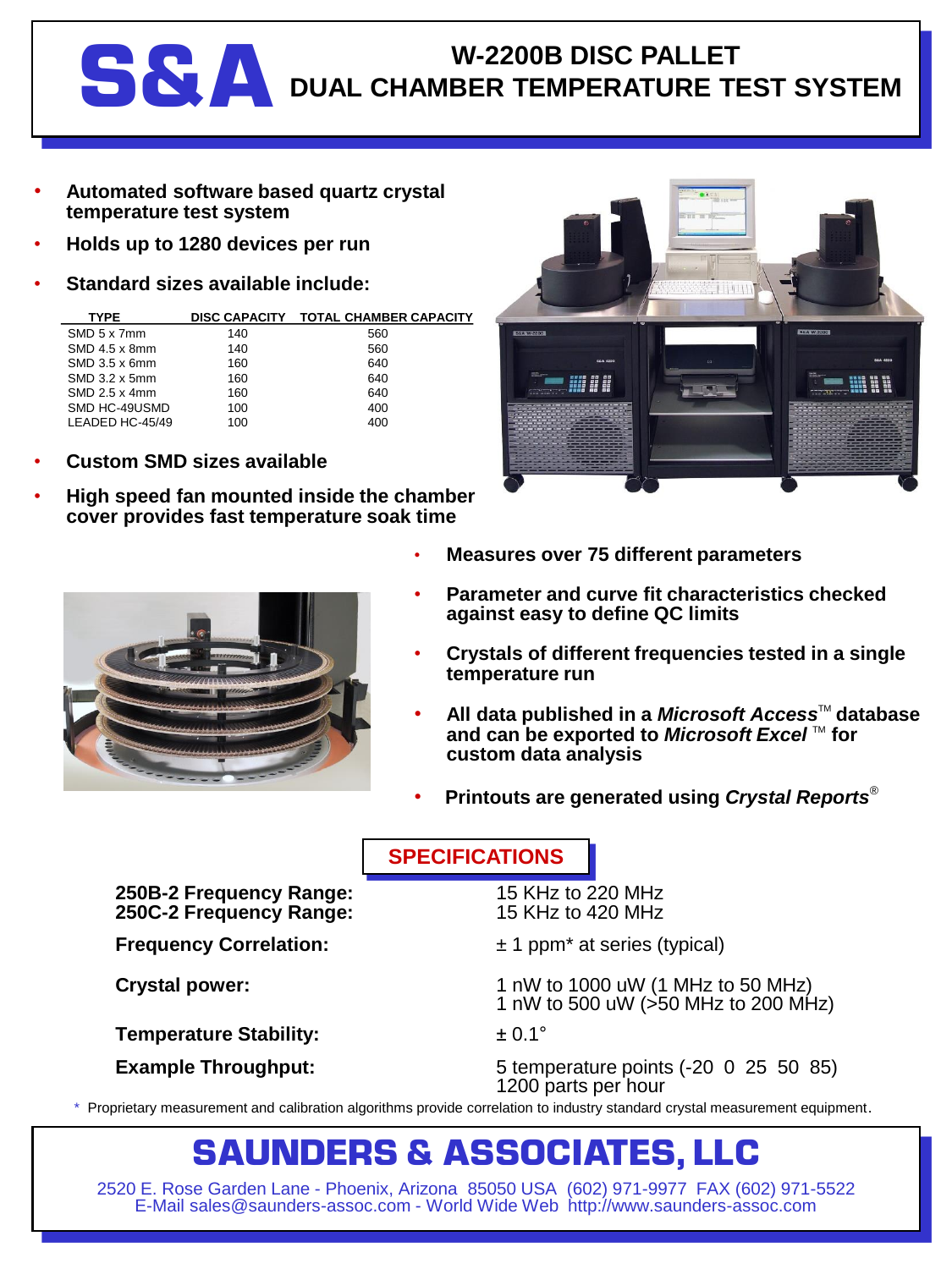# S&A

## W-2200B DISC PALLET DUAL CHAMBER TEMPERATURE TEST SYSTEM

- **Automated software based quartz crystal temperature test system**
- **Holds up to 1280 devices per run**
- **Standard sizes available include:**

| TYPE | DISC CAPACITY | TOTAL CHAMBER CAPACITY |
|---|---|---|
| SMD 5 x 7mm | 140 | 560 |
| SMD 4.5 x 8mm | 140 | 560 |
| SMD 3.5 x 6mm | 160 | 640 |
| SMD 3.2 x 5mm | 160 | 640 |
| SMD 2.5 x 4mm | 160 | 640 |
| SMD HC-49USMD | 100 | 400 |
| LEADED HC-45/49 | 100 | 400 |

- **Custom SMD sizes available**
- **High speed fan mounted inside the chamber cover provides fast temperature soak time**
- **Measures over 75 different parameters**
- **Parameter and curve fit characteristics checked against easy to define QC limits**
- **Crystals of different frequencies tested in a single temperature run**
- **All data published in a *Microsoft Access*™ database and can be exported to *Microsoft Excel* ™ for custom data analysis**
- **Printouts are generated using *Crystal Reports*®**

## SPECIFICATIONS

| | |
|---|---|
| **250B-2 Frequency Range:** | 15 KHz to 220 MHz |
| **250C-2 Frequency Range:** | 15 KHz to 420 MHz |
| **Frequency Correlation:** | ± 1 ppm* at series (typical) |
| **Crystal power:** | 1 nW to 1000 uW (1 MHz to 50 MHz)<br>1 nW to 500 uW (>50 MHz to 200 MHz) |
| **Temperature Stability:** | ± 0.1° |
| **Example Throughput:** | 5 temperature points (-20 0 25 50 85)<br>1200 parts per hour |

\* Proprietary measurement and calibration algorithms provide correlation to industry standard crystal measurement equipment.

## SAUNDERS & ASSOCIATES, LLC

2520 E. Rose Garden Lane - Phoenix, Arizona 85050 USA (602) 971-9977 FAX (602) 971-5522
E-Mail sales@saunders-assoc.com - World Wide Web http://www.saunders-assoc.com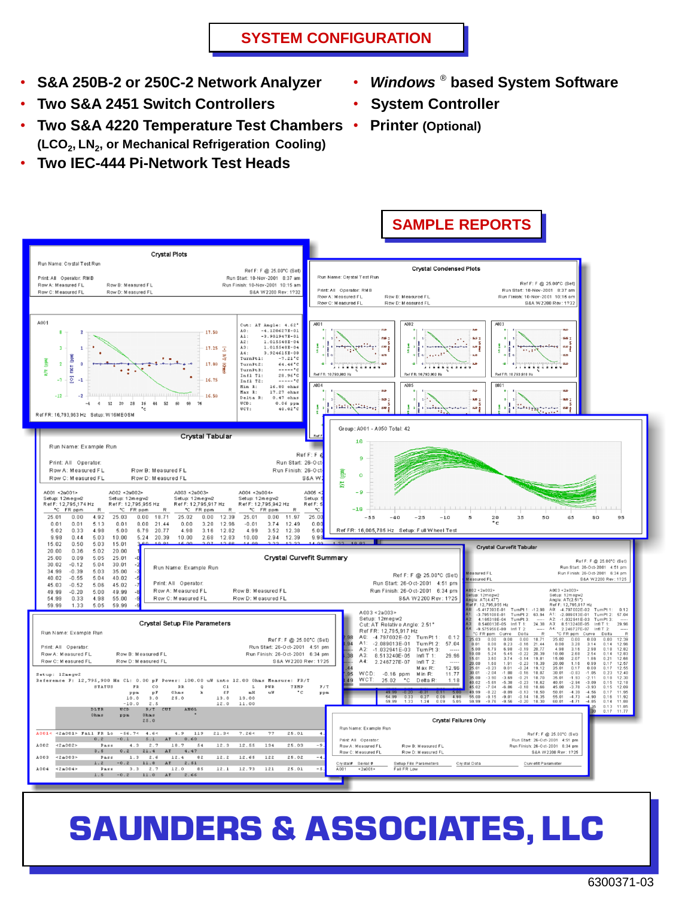## SYSTEM CONFIGURATION

- **S&A 250B-2 or 250C-2 Network Analyzer**
- **Two S&A 2451 Switch Controllers**
- **Two S&A 4220 Temperature Test Chambers ($LCO_2$, $LN_2$, or Mechanical Refrigeration Cooling)**
- **Two IEC-444 Pi-Network Test Heads**
- ***Windows*® based System Software**
- **System Controller**
- **Printer (Optional)**

## SAMPLE REPORTS

# SAUNDERS & ASSOCIATES, LLC

6300371-03